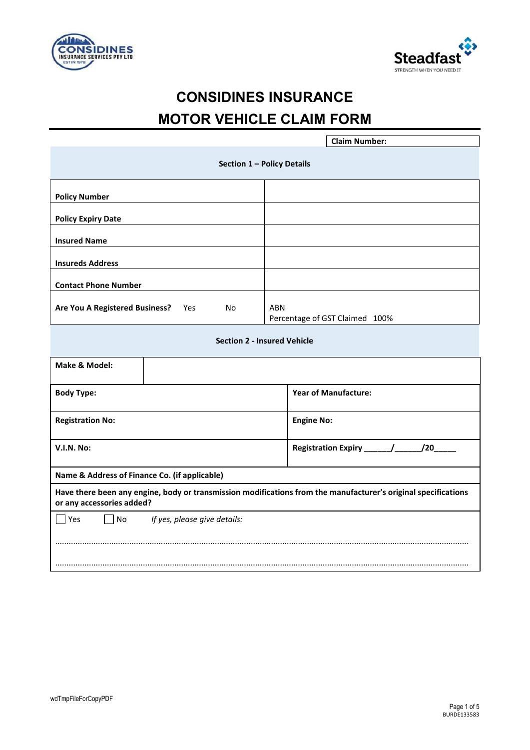# CONSIDINES INSURANCE
# MOTOR VEHICLE CLAIM FORM

**Claim Number:**

### Section 1 – Policy Details

| | |
|---|---|
| **Policy Number** | |
| **Policy Expiry Date** | |
| **Insured Name** | |
| **Insureds Address** | |
| **Contact Phone Number** | |
| **Are You A Registered Business?** Yes No | ABN<br>Percentage of GST Claimed 100% |

### Section 2 - Insured Vehicle

| | |
|---|---|
| **Make & Model:** | |
| **Body Type:** | **Year of Manufacture:** |
| **Registration No:** | **Engine No:** |
| **V.I.N. No:** | **Registration Expiry** \_\_\_\_\_\_/\_\_\_\_\_\_/20\_\_\_\_\_ |
| **Name & Address of Finance Co. (if applicable)** | |

**Have there been any engine, body or transmission modifications from the manufacturer's original specifications or any accessories added?**

☐ Yes ☐ No *If yes, please give details:*

.................................................................................................................................................................

.................................................................................................................................................................

wdTmpFileForCopyPDF

BURDE133583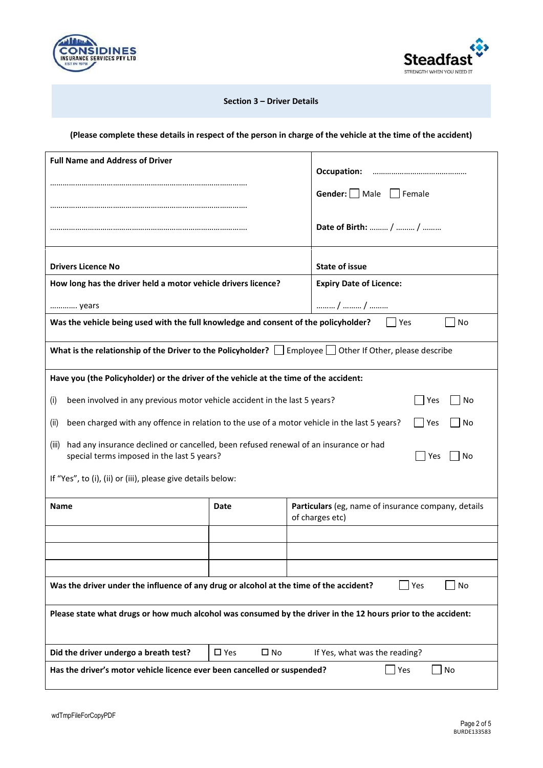## Section 3 – Driver Details

**(Please complete these details in respect of the person in charge of the vehicle at the time of the accident)**

| | |
|---|---|
| **Full Name and Address of Driver**<br>………………………………………………………………………………<br>………………………………………………………………………………<br>……………………………………………………………………………… | **Occupation:** ………………………………………<br>**Gender:** ☐ Male ☐ Female<br>**Date of Birth:** ……… / ……… / ……… |
| **Drivers Licence No** | **State of issue** |
| **How long has the driver held a motor vehicle drivers licence?**<br>………… years | **Expiry Date of Licence:**<br>……… / ……… / ……… |

**Was the vehicle being used with the full knowledge and consent of the policyholder?** ☐ Yes ☐ No

**What is the relationship of the Driver to the Policyholder?** ☐ Employee ☐ Other If Other, please describe

**Have you (the Policyholder) or the driver of the vehicle at the time of the accident:**

(i) been involved in any previous motor vehicle accident in the last 5 years? ☐ Yes ☐ No

(ii) been charged with any offence in relation to the use of a motor vehicle in the last 5 years? ☐ Yes ☐ No

(iii) had any insurance declined or cancelled, been refused renewal of an insurance or had special terms imposed in the last 5 years? ☐ Yes ☐ No

If "Yes", to (i), (ii) or (iii), please give details below:

| **Name** | **Date** | **Particulars** (eg, name of insurance company, details of charges etc) |
|---|---|---|
| | | |
| | | |
| | | |

**Was the driver under the influence of any drug or alcohol at the time of the accident?** ☐ Yes ☐ No

**Please state what drugs or how much alcohol was consumed by the driver in the 12 hours prior to the accident:**

**Did the driver undergo a breath test?** ☐ Yes ☐ No If Yes, what was the reading?

**Has the driver's motor vehicle licence ever been cancelled or suspended?** ☐ Yes ☐ No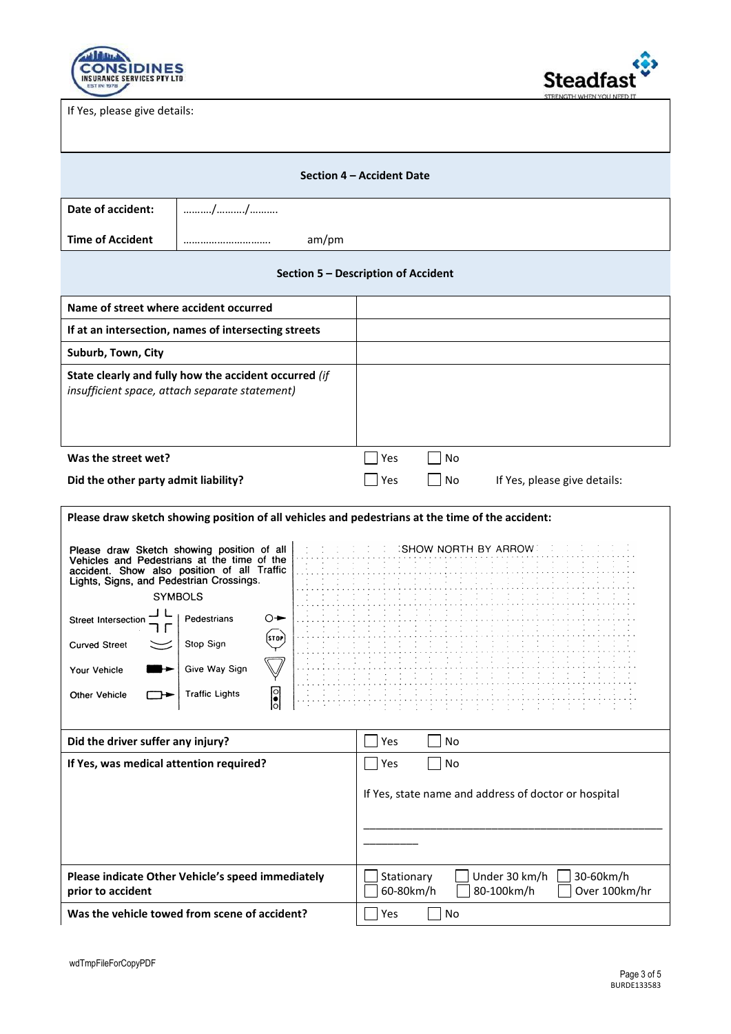| If Yes, please give details: |
|---|
| |

## Section 4 – Accident Date

| | |
|---|---|
| **Date of accident:** | ………./………./………. |
| **Time of Accident** | …………………………. am/pm |

## Section 5 – Description of Accident

| | |
|---|---|
| **Name of street where accident occurred** | |
| **If at an intersection, names of intersecting streets** | |
| **Suburb, Town, City** | |
| **State clearly and fully how the accident occurred** *(if insufficient space, attach separate statement)* | |
| **Was the street wet?** | ☐ Yes ☐ No |
| **Did the other party admit liability?** | ☐ Yes ☐ No If Yes, please give details: |

**Please draw sketch showing position of all vehicles and pedestrians at the time of the accident:**

Please draw Sketch showing position of all Vehicles and Pedestrians at the time of the accident. Show also position of all Traffic Lights, Signs, and Pedestrian Crossings.

SYMBOLS

| | | | |
|---|---|---|---|
| Street Intersection | ┘└ ┐┌ | Pedestrians | ○→ |
| Curved Street | ︶ | Stop Sign | STOP |
| Your Vehicle | ■→ | Give Way Sign | ▽ |
| Other Vehicle | □→ | Traffic Lights | ○●○ |

SHOW NORTH BY ARROW

| | |
|---|---|
| **Did the driver suffer any injury?** | ☐ Yes ☐ No |
| **If Yes, was medical attention required?** | ☐ Yes ☐ No<br><br>If Yes, state name and address of doctor or hospital<br><br>______________________________________________<br>_________ |
| **Please indicate Other Vehicle's speed immediately prior to accident** | ☐ Stationary ☐ Under 30 km/h ☐ 30-60km/h<br>☐ 60-80km/h ☐ 80-100km/h ☐ Over 100km/hr |
| **Was the vehicle towed from scene of accident?** | ☐ Yes ☐ No |

wdTmpFileForCopyPDF

BURDE133583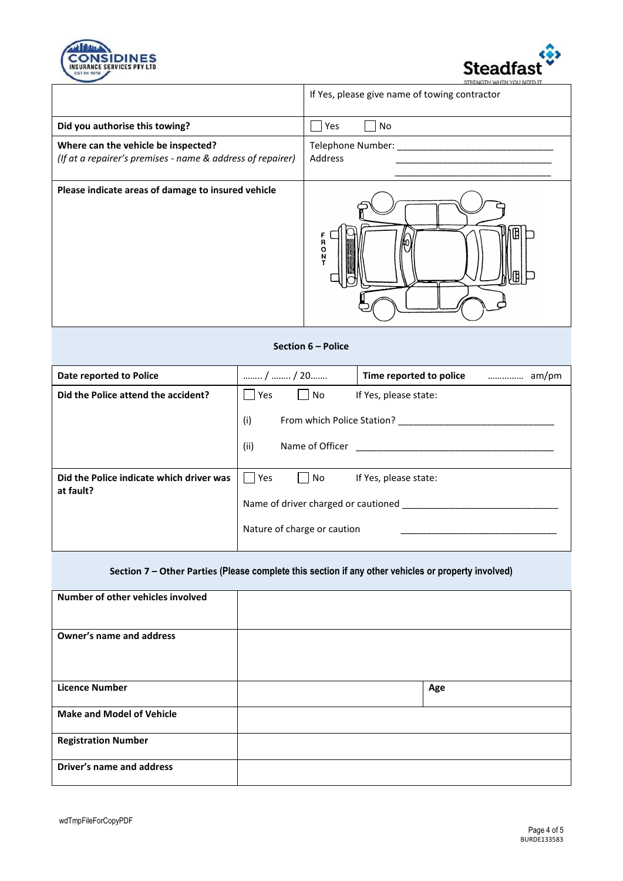| | |
|---|---|
| | If Yes, please give name of towing contractor |
| **Did you authorise this towing?** | ☐ Yes ☐ No |
| **Where can the vehicle be inspected?** *(If at a repairer's premises - name & address of repairer)* | Telephone Number: ____________________ Address ____________________ ____________________ |
| **Please indicate areas of damage to insured vehicle** | FRONT |

## Section 6 – Police

| | | | |
|---|---|---|---|
| **Date reported to Police** | ……. / ……. / 20……. | **Time reported to police** | …………. am/pm |
| **Did the Police attend the accident?** | ☐ Yes ☐ No If Yes, please state: (i) From which Police Station? ____________________ (ii) Name of Officer ____________________ | | |
| **Did the Police indicate which driver was at fault?** | ☐ Yes ☐ No If Yes, please state: Name of driver charged or cautioned ____________________ Nature of charge or caution ____________________ | | |

## Section 7 – Other Parties (Please complete this section if any other vehicles or property involved)

| | | |
|---|---|---|
| **Number of other vehicles involved** | | |
| **Owner's name and address** | | |
| **Licence Number** | | **Age** |
| **Make and Model of Vehicle** | | |
| **Registration Number** | | |
| **Driver's name and address** | | |

wdTmpFileForCopyPDF

BURDE133583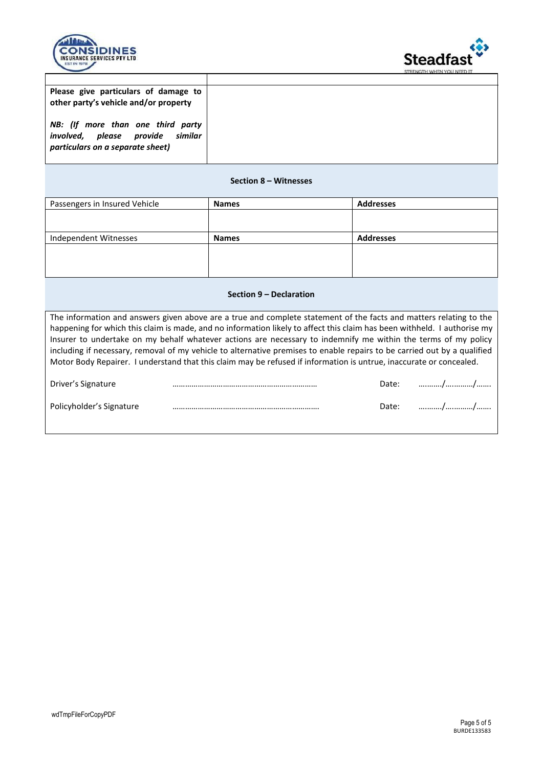| | |
|---|---|
| **Please give particulars of damage to other party's vehicle and/or property**<br><br>***NB: (If more than one third party involved, please provide similar particulars on a separate sheet)*** | |

## Section 8 – Witnesses

| Passengers in Insured Vehicle | **Names** | **Addresses** |
|---|---|---|
| | | |
| Independent Witnesses | **Names** | **Addresses** |
| | | |

## Section 9 – Declaration

The information and answers given above are a true and complete statement of the facts and matters relating to the happening for which this claim is made, and no information likely to affect this claim has been withheld. I authorise my Insurer to undertake on my behalf whatever actions are necessary to indemnify me within the terms of my policy including if necessary, removal of my vehicle to alternative premises to enable repairs to be carried out by a qualified Motor Body Repairer. I understand that this claim may be refused if information is untrue, inaccurate or concealed.

Driver's Signature …………………………………………………………… Date: ………./…………/…….

Policyholder's Signature …………………………………………………………… Date: ………./…………/…….

wdTmpFileForCopyPDF

BURDE133583